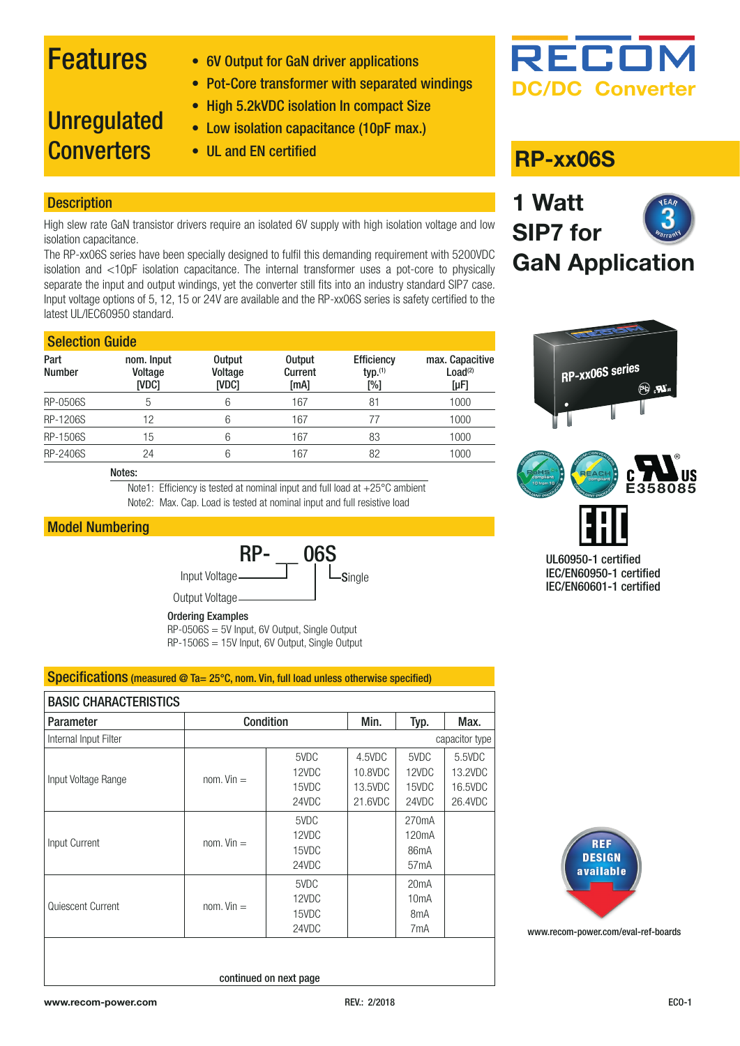# Features

## Unregulated Converters

- 6V Output for GaN driver applications
- Pot-Core transformer with separated windings
- High 5.2kVDC isolation In compact Size
- Low isolation capacitance (10pF max.)
- UL and EN certified

RECOM
DC/DC Converter

# RP-xx06S

## 1 Watt SIP7 for GaN Application

## Description

High slew rate GaN transistor drivers require an isolated 6V supply with high isolation voltage and low isolation capacitance.
The RP-xx06S series have been specially designed to fulfil this demanding requirement with 5200VDC isolation and <10pF isolation capacitance. The internal transformer uses a pot-core to physically separate the input and output windings, yet the converter still fits into an industry standard SIP7 case. Input voltage options of 5, 12, 15 or 24V are available and the RP-xx06S series is safety certified to the latest UL/IEC60950 standard.

## Selection Guide

| Part Number | nom. Input Voltage [VDC] | Output Voltage [VDC] | Output Current [mA] | Efficiency typ.(1) [%] | max. Capacitive Load(2) [µF] |
|---|---|---|---|---|---|
| RP-0506S | 5 | 6 | 167 | 81 | 1000 |
| RP-1206S | 12 | 6 | 167 | 77 | 1000 |
| RP-1506S | 15 | 6 | 167 | 83 | 1000 |
| RP-2406S | 24 | 6 | 167 | 82 | 1000 |

Notes:
Note1: Efficiency is tested at nominal input and full load at +25°C ambient
Note2: Max. Cap. Load is tested at nominal input and full resistive load

UL60950-1 certified
IEC/EN60950-1 certified
IEC/EN60601-1 certified

E358085

## Model Numbering

RP-__06S
Input Voltage — Single
Output Voltage

**Ordering Examples**
RP-0506S = 5V Input, 6V Output, Single Output
RP-1506S = 15V Input, 6V Output, Single Output

REF DESIGN available
www.recom-power.com/eval-ref-boards

## Specifications (measured @ Ta= 25°C, nom. Vin, full load unless otherwise specified)

### BASIC CHARACTERISTICS

| Parameter | Condition | | Min. | Typ. | Max. |
|---|---|---|---|---|---|
| Internal Input Filter | | | | | capacitor type |
| Input Voltage Range | nom. Vin = | 5VDC<br>12VDC<br>15VDC<br>24VDC | 4.5VDC<br>10.8VDC<br>13.5VDC<br>21.6VDC | 5VDC<br>12VDC<br>15VDC<br>24VDC | 5.5VDC<br>13.2VDC<br>16.5VDC<br>26.4VDC |
| Input Current | nom. Vin = | 5VDC<br>12VDC<br>15VDC<br>24VDC | | 270mA<br>120mA<br>86mA<br>57mA | |
| Quiescent Current | nom. Vin = | 5VDC<br>12VDC<br>15VDC<br>24VDC | | 20mA<br>10mA<br>8mA<br>7mA | |

continued on next page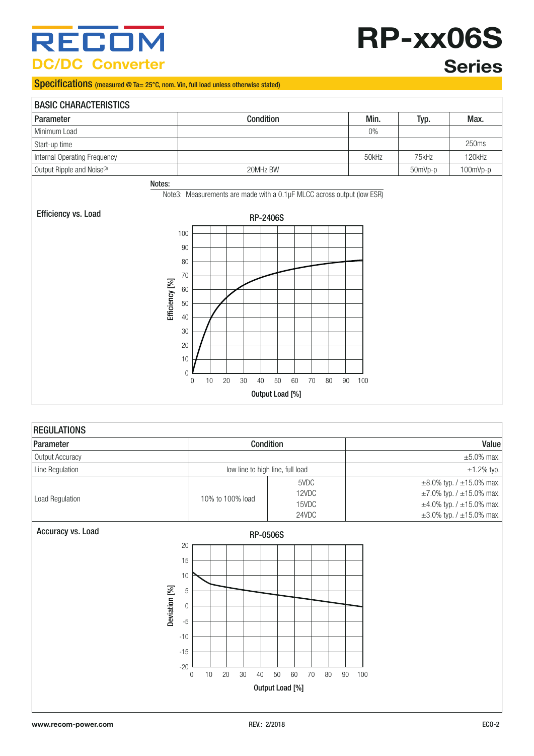# RP-xx06S Series

RECOM DC/DC Converter

## Specifications (measured @ Ta= 25°C, nom. Vin, full load unless otherwise stated)

| BASIC CHARACTERISTICS | | | | |
|---|---|---|---|---|
| **Parameter** | **Condition** | **Min.** | **Typ.** | **Max.** |
| Minimum Load | | 0% | | |
| Start-up time | | | | 250ms |
| Internal Operating Frequency | | 50kHz | 75kHz | 120kHz |
| Output Ripple and Noise[3] | 20MHz BW | | 50mVp-p | 100mVp-p |

**Notes:**

Note3: Measurements are made with a 0.1µF MLCC across output (low ESR)

**Efficiency vs. Load**

RP-2406S

Efficiency [%]

Output Load [%]

| REGULATIONS | | | |
|---|---|---|---|
| **Parameter** | **Condition** | | **Value** |
| Output Accuracy | | | ±5.0% max. |
| Line Regulation | low line to high line, full load | | ±1.2% typ. |
| Load Regulation | 10% to 100% load | 5VDC | ±8.0% typ. / ±15.0% max. |
| | | 12VDC | ±7.0% typ. / ±15.0% max. |
| | | 15VDC | ±4.0% typ. / ±15.0% max. |
| | | 24VDC | ±3.0% typ. / ±15.0% max. |

**Accuracy vs. Load**

RP-0506S

Deviation [%]

Output Load [%]

www.recom-power.com REV.: 2/2018 ECO-2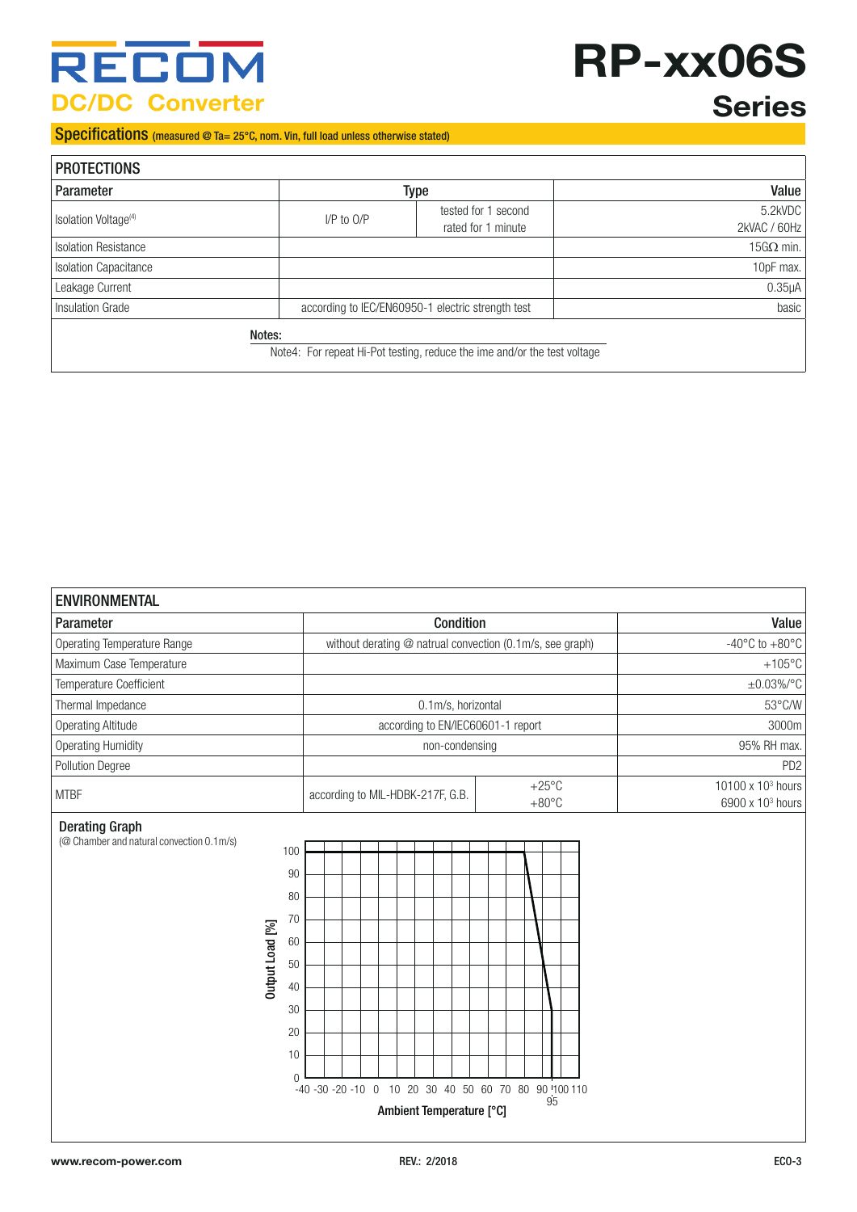# RP-xx06S Series

## Specifications (measured @ Ta= 25°C, nom. Vin, full load unless otherwise stated)

**PROTECTIONS**

| Parameter | Type | | Value |
|---|---|---|---|
| Isolation Voltage[4] | I/P to O/P | tested for 1 second | 5.2kVDC |
| | | rated for 1 minute | 2kVAC / 60Hz |
| Isolation Resistance | | | 15GΩ min. |
| Isolation Capacitance | | | 10pF max. |
| Leakage Current | | | 0.35µA |
| Insulation Grade | according to IEC/EN60950-1 electric strength test | | basic |

**Notes:**

Note4: For repeat Hi-Pot testing, reduce the ime and/or the test voltage

**ENVIRONMENTAL**

| Parameter | Condition | | Value |
|---|---|---|---|
| Operating Temperature Range | without derating @ natrual convection (0.1m/s, see graph) | | -40°C to +80°C |
| Maximum Case Temperature | | | +105°C |
| Temperature Coefficient | | | ±0.03%/°C |
| Thermal Impedance | 0.1m/s, horizontal | | 53°C/W |
| Operating Altitude | according to EN/IEC60601-1 report | | 3000m |
| Operating Humidity | non-condensing | | 95% RH max. |
| Pollution Degree | | | PD2 |
| MTBF | according to MIL-HDBK-217F, G.B. | +25°C | 10100 x $10^3$ hours |
| | | +80°C | 6900 x $10^3$ hours |

**Derating Graph**
(@ Chamber and natural convection 0.1m/s)

Output Load [%] vs. Ambient Temperature [°C]: 100% from -40°C to 80°C, derating to 30% at 95°C.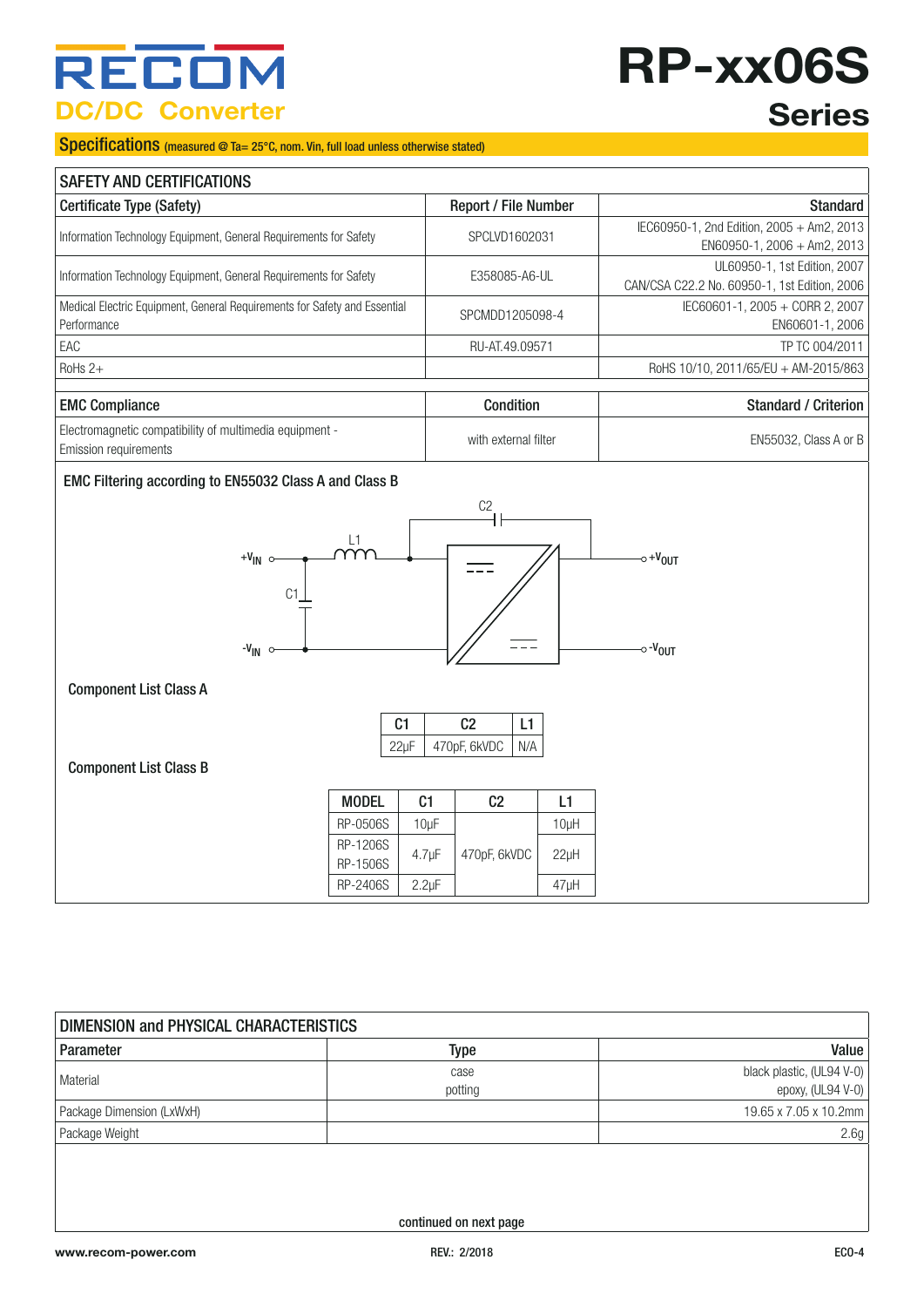# RECOM DC/DC Converter

# RP-xx06S Series

## Specifications (measured @ Ta= 25°C, nom. Vin, full load unless otherwise stated)

### SAFETY AND CERTIFICATIONS

| Certificate Type (Safety) | Report / File Number | Standard |
|---|---|---|
| Information Technology Equipment, General Requirements for Safety | SPCLVD1602031 | IEC60950-1, 2nd Edition, 2005 + Am2, 2013<br>EN60950-1, 2006 + Am2, 2013 |
| Information Technology Equipment, General Requirements for Safety | E358085-A6-UL | UL60950-1, 1st Edition, 2007<br>CAN/CSA C22.2 No. 60950-1, 1st Edition, 2006 |
| Medical Electric Equipment, General Requirements for Safety and Essential Performance | SPCMDD1205098-4 | IEC60601-1, 2005 + CORR 2, 2007<br>EN60601-1, 2006 |
| EAC | RU-AT.49.09571 | TP TC 004/2011 |
| RoHS 2+ | | RoHS 10/10, 2011/65/EU + AM-2015/863 |

| EMC Compliance | Condition | Standard / Criterion |
|---|---|---|
| Electromagnetic compatibility of multimedia equipment - Emission requirements | with external filter | EN55032, Class A or B |

**EMC Filtering according to EN55032 Class A and Class B**

**Component List Class A**

| C1 | C2 | L1 |
|---|---|---|
| 22µF | 470pF, 6kVDC | N/A |

**Component List Class B**

| MODEL | C1 | C2 | L1 |
|---|---|---|---|
| RP-0506S | 10µF | 470pF, 6kVDC | 10µH |
| RP-1206S<br>RP-1506S | 4.7µF | | 22µH |
| RP-2406S | 2.2µF | | 47µH |

### DIMENSION and PHYSICAL CHARACTERISTICS

| Parameter | Type | Value |
|---|---|---|
| Material | case<br>potting | black plastic, (UL94 V-0)<br>epoxy, (UL94 V-0) |
| Package Dimension (LxWxH) | | 19.65 x 7.05 x 10.2mm |
| Package Weight | | 2.6g |

continued on next page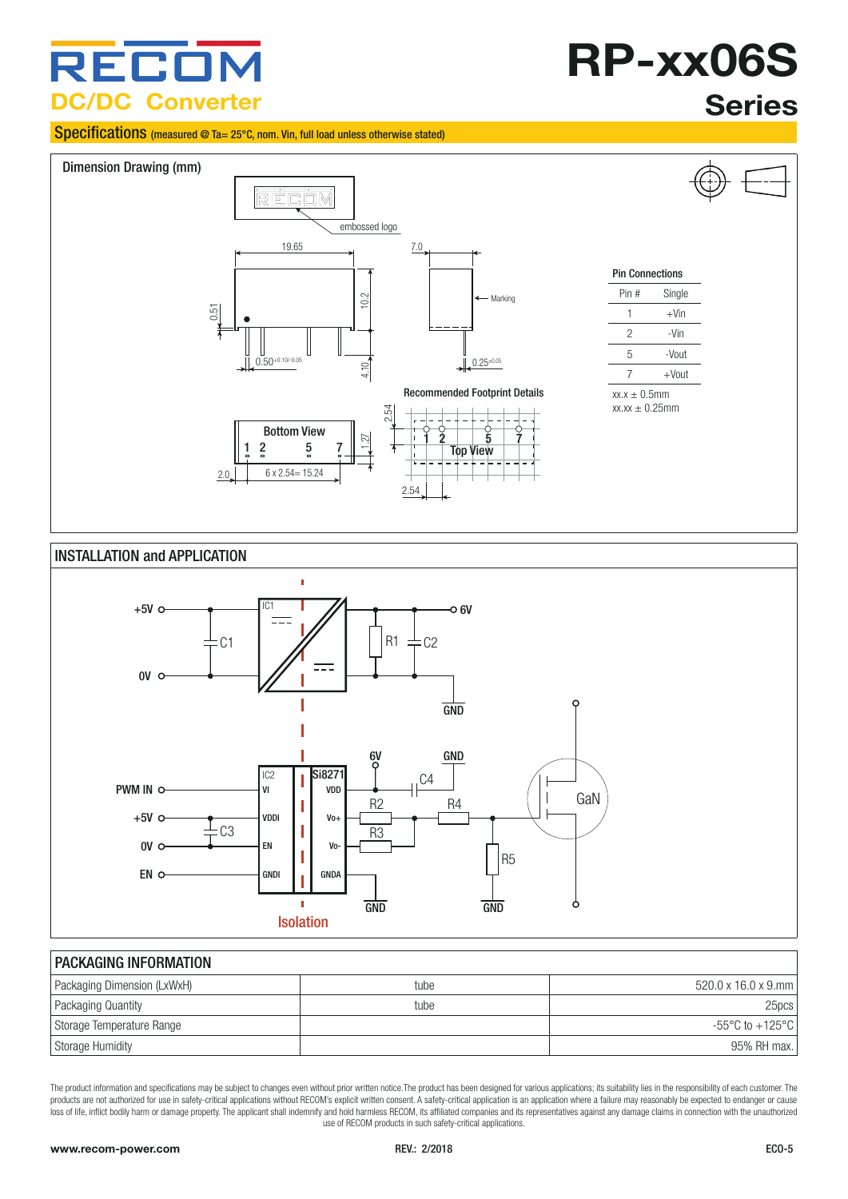# RECOM DC/DC Converter

# RP-xx06S Series

## Specifications (measured @ Ta= 25°C, nom. Vin, full load unless stated otherwise)

### Dimension Drawing (mm)

embossed logo

19.65

7.0

10.2

0.51

Marking

$0.50^{+0.10/-0.05}$

4.10

$0.25^{\pm0.05}$

Bottom View

1 2 5 7

1.27

2.0

6 x 2.54= 15.24

Recommended Footprint Details

2.54

1 2 5 7

Top View

2.54

| Pin # | Single |
|---|---|
| 1 | +Vin |
| 2 | -Vin |
| 5 | -Vout |
| 7 | +Vout |

xx.x ± 0.5mm
xx.xx ± 0.25mm

## INSTALLATION and APPLICATION

+5V
0V
IC1
C1
R1
C2
6V
GND
PWM IN
+5V
0V
EN
IC2
VI
VDDI
EN
GNDI
Si8271
VDD
Vo+
Vo-
GNDA
C3
6V
GND
C4
R2
R3
R4
R5
GND
GND
GaN
Isolation

## PACKAGING INFORMATION

| | | |
|---|---|---|
| Packaging Dimension (LxWxH) | tube | 520.0 x 16.0 x 9.mm |
| Packaging Quantity | tube | 25pcs |
| Storage Temperature Range | | -55°C to +125°C |
| Storage Humidity | | 95% RH max. |

The product information and specifications may be subject to changes even without prior written notice.The product has been designed for various applications; its suitability lies in the responsibility of each customer. The products are not authorized for use in safety-critical applications without RECOM's explicit written consent. A safety-critical application is an application where a failure may reasonably be expected to endanger or cause loss of life, inflict bodily harm or damage property. The applicant shall indemnify and hold harmless RECOM, its affiliated companies and its representatives against any damage claims in connection with the unauthorized use of RECOM products in such safety-critical applications.

www.recom-power.com REV.: 2/2018 ECO-5